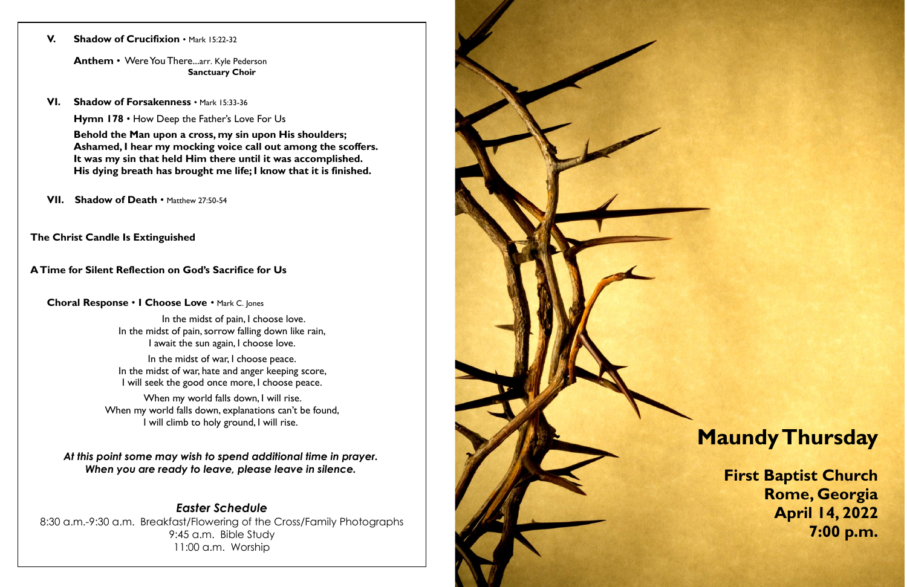**V. Shadow of Crucifixion** • Mark 15:22-32

**Anthem** • Were You There...arr. Kyle Pederson
**Sanctuary Choir**

**VI. Shadow of Forsakenness** • Mark 15:33-36

**Hymn 178** • How Deep the Father's Love For Us

**Behold the Man upon a cross, my sin upon His shoulders;
Ashamed, I hear my mocking voice call out among the scoffers.
It was my sin that held Him there until it was accomplished.
His dying breath has brought me life; I know that it is finished.**

**VII. Shadow of Death** • Matthew 27:50-54

**The Christ Candle Is Extinguished**

**A Time for Silent Reflection on God's Sacrifice for Us**

**Choral Response • I Choose Love** • Mark C. Jones

In the midst of pain, I choose love.
In the midst of pain, sorrow falling down like rain,
I await the sun again, I choose love.

In the midst of war, I choose peace.
In the midst of war, hate and anger keeping score,
I will seek the good once more, I choose peace.

When my world falls down, I will rise.
When my world falls down, explanations can't be found,
I will climb to holy ground, I will rise.

***At this point some may wish to spend additional time in prayer.
When you are ready to leave, please leave in silence.***

*Easter Schedule*

8:30 a.m.-9:30 a.m. Breakfast/Flowering of the Cross/Family Photographs
9:45 a.m. Bible Study
11:00 a.m. Worship

# Maundy Thursday

**First Baptist Church
Rome, Georgia
April 14, 2022
7:00 p.m.**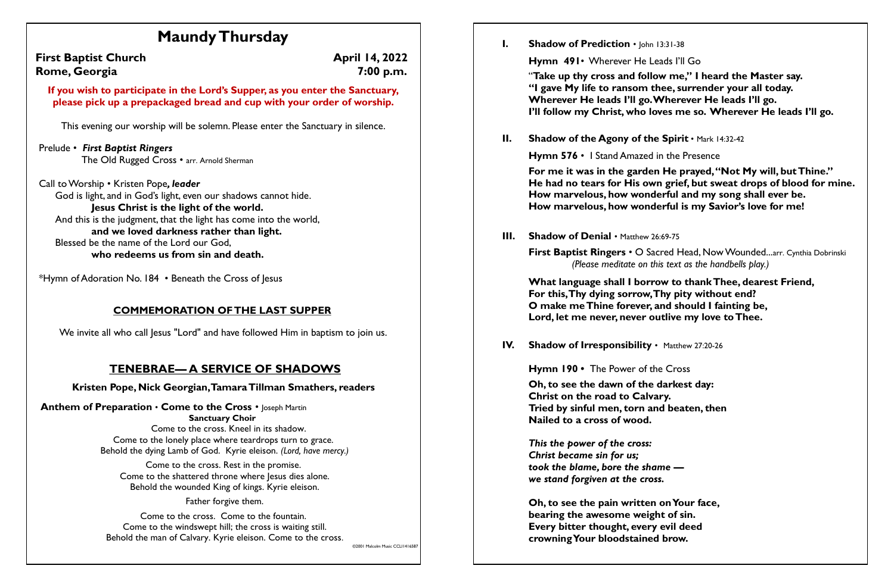# Maundy Thursday

**First Baptist Church** **April 14, 2022**
**Rome, Georgia** **7:00 p.m.**

**If you wish to participate in the Lord's Supper, as you enter the Sanctuary, please pick up a prepackaged bread and cup with your order of worship.**

This evening our worship will be solemn. Please enter the Sanctuary in silence.

Prelude • ***First Baptist Ringers***
The Old Rugged Cross • arr. Arnold Sherman

Call to Worship • Kristen Pope***, leader***
God is light, and in God's light, even our shadows cannot hide.
**Jesus Christ is the light of the world.**
And this is the judgment, that the light has come into the world,
**and we loved darkness rather than light.**
Blessed be the name of the Lord our God,
**who redeems us from sin and death.**

*Hymn of Adoration No. 184 • Beneath the Cross of Jesus

## COMMEMORATION OF THE LAST SUPPER

We invite all who call Jesus "Lord" and have followed Him in baptism to join us.

## TENEBRAE— A SERVICE OF SHADOWS

**Kristen Pope, Nick Georgian, Tamara Tillman Smathers, readers**

**Anthem of Preparation** • **Come to the Cross** • Joseph Martin
**Sanctuary Choir**

Come to the cross. Kneel in its shadow.
Come to the lonely place where teardrops turn to grace.
Behold the dying Lamb of God. Kyrie eleison. *(Lord, have mercy.)*

Come to the cross. Rest in the promise.
Come to the shattered throne where Jesus dies alone.
Behold the wounded King of kings. Kyrie eleison.

Father forgive them.

Come to the cross. Come to the fountain.
Come to the windswept hill; the cross is waiting still.
Behold the man of Calvary. Kyrie eleison. Come to the cross.

©2001 Malcolm Music CCLI1416587

**I. Shadow of Prediction** • John 13:31-38

**Hymn 491**• Wherever He Leads I'll Go

"**Take up thy cross and follow me," I heard the Master say.**
**"I gave My life to ransom thee, surrender your all today.**
**Wherever He leads I'll go. Wherever He leads I'll go.**
**I'll follow my Christ, who loves me so. Wherever He leads I'll go.**

**II. Shadow of the Agony of the Spirit** • Mark 14:32-42

**Hymn 576** • I Stand Amazed in the Presence

**For me it was in the garden He prayed, "Not My will, but Thine."**
**He had no tears for His own grief, but sweat drops of blood for mine.**
**How marvelous, how wonderful and my song shall ever be.**
**How marvelous, how wonderful is my Savior's love for me!**

**III. Shadow of Denial** • Matthew 26:69-75

**First Baptist Ringers** • O Sacred Head, Now Wounded...arr. Cynthia Dobrinski
*(Please meditate on this text as the handbells play.)*

**What language shall I borrow to thank Thee, dearest Friend,**
**For this, Thy dying sorrow, Thy pity without end?**
**O make me Thine forever, and should I fainting be,**
**Lord, let me never, never outlive my love to Thee.**

**IV. Shadow of Irresponsibility** • Matthew 27:20-26

**Hymn 190** • The Power of the Cross

**Oh, to see the dawn of the darkest day:**
**Christ on the road to Calvary.**
**Tried by sinful men, torn and beaten, then**
**Nailed to a cross of wood.**

***This the power of the cross:***
***Christ became sin for us;***
***took the blame, bore the shame —***
***we stand forgiven at the cross.***

**Oh, to see the pain written on Your face,**
**bearing the awesome weight of sin.**
**Every bitter thought, every evil deed**
**crowning Your bloodstained brow.**